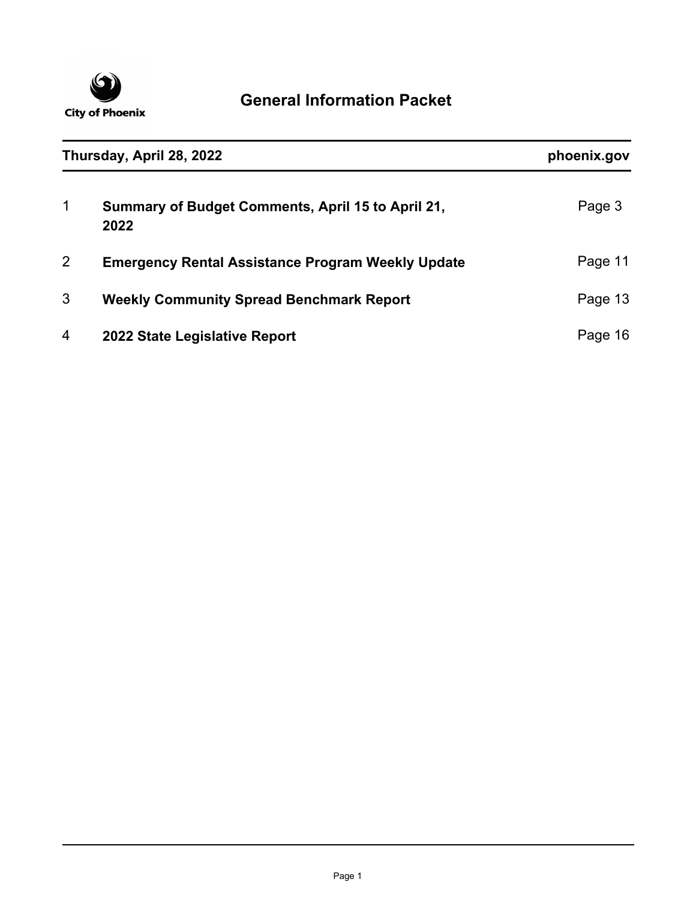City of Phoenix

# General Information Packet

**Thursday, April 28, 2022** | **phoenix.gov**

| | | |
|---|---|---|
| 1 | **Summary of Budget Comments, April 15 to April 21, 2022** | Page 3 |
| 2 | **Emergency Rental Assistance Program Weekly Update** | Page 11 |
| 3 | **Weekly Community Spread Benchmark Report** | Page 13 |
| 4 | **2022 State Legislative Report** | Page 16 |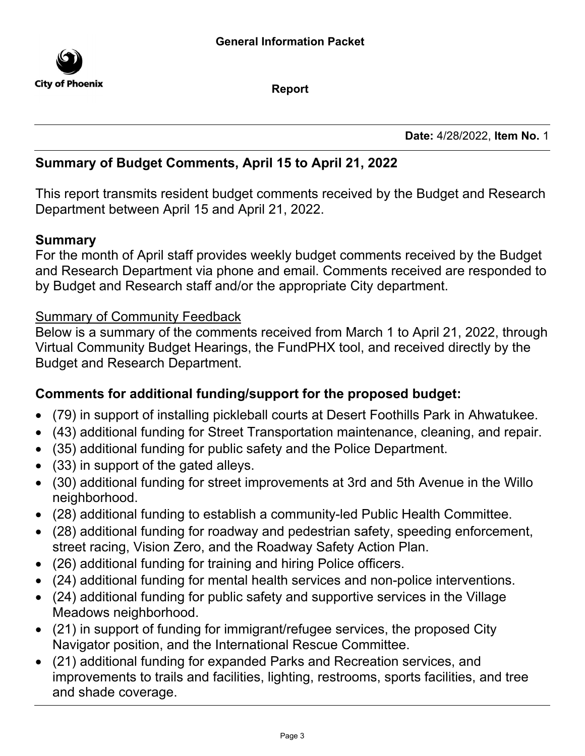**General Information Packet**

City of Phoenix

**Report**

**Date:** 4/28/2022, **Item No.** 1

## Summary of Budget Comments, April 15 to April 21, 2022

This report transmits resident budget comments received by the Budget and Research Department between April 15 and April 21, 2022.

### Summary

For the month of April staff provides weekly budget comments received by the Budget and Research Department via phone and email. Comments received are responded to by Budget and Research staff and/or the appropriate City department.

Summary of Community Feedback

Below is a summary of the comments received from March 1 to April 21, 2022, through Virtual Community Budget Hearings, the FundPHX tool, and received directly by the Budget and Research Department.

### Comments for additional funding/support for the proposed budget:

- (79) in support of installing pickleball courts at Desert Foothills Park in Ahwatukee.
- (43) additional funding for Street Transportation maintenance, cleaning, and repair.
- (35) additional funding for public safety and the Police Department.
- (33) in support of the gated alleys.
- (30) additional funding for street improvements at 3rd and 5th Avenue in the Willo neighborhood.
- (28) additional funding to establish a community-led Public Health Committee.
- (28) additional funding for roadway and pedestrian safety, speeding enforcement, street racing, Vision Zero, and the Roadway Safety Action Plan.
- (26) additional funding for training and hiring Police officers.
- (24) additional funding for mental health services and non-police interventions.
- (24) additional funding for public safety and supportive services in the Village Meadows neighborhood.
- (21) in support of funding for immigrant/refugee services, the proposed City Navigator position, and the International Rescue Committee.
- (21) additional funding for expanded Parks and Recreation services, and improvements to trails and facilities, lighting, restrooms, sports facilities, and tree and shade coverage.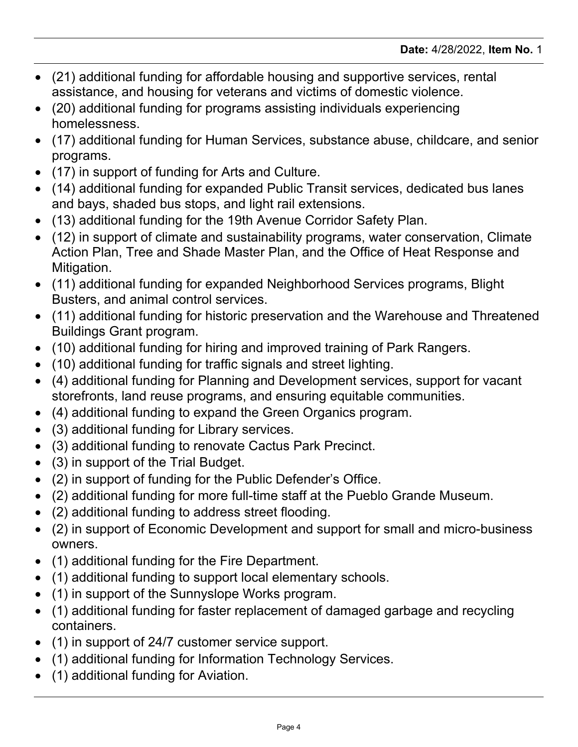- (21) additional funding for affordable housing and supportive services, rental assistance, and housing for veterans and victims of domestic violence.
- (20) additional funding for programs assisting individuals experiencing homelessness.
- (17) additional funding for Human Services, substance abuse, childcare, and senior programs.
- (17) in support of funding for Arts and Culture.
- (14) additional funding for expanded Public Transit services, dedicated bus lanes and bays, shaded bus stops, and light rail extensions.
- (13) additional funding for the 19th Avenue Corridor Safety Plan.
- (12) in support of climate and sustainability programs, water conservation, Climate Action Plan, Tree and Shade Master Plan, and the Office of Heat Response and Mitigation.
- (11) additional funding for expanded Neighborhood Services programs, Blight Busters, and animal control services.
- (11) additional funding for historic preservation and the Warehouse and Threatened Buildings Grant program.
- (10) additional funding for hiring and improved training of Park Rangers.
- (10) additional funding for traffic signals and street lighting.
- (4) additional funding for Planning and Development services, support for vacant storefronts, land reuse programs, and ensuring equitable communities.
- (4) additional funding to expand the Green Organics program.
- (3) additional funding for Library services.
- (3) additional funding to renovate Cactus Park Precinct.
- (3) in support of the Trial Budget.
- (2) in support of funding for the Public Defender's Office.
- (2) additional funding for more full-time staff at the Pueblo Grande Museum.
- (2) additional funding to address street flooding.
- (2) in support of Economic Development and support for small and micro-business owners.
- (1) additional funding for the Fire Department.
- (1) additional funding to support local elementary schools.
- (1) in support of the Sunnyslope Works program.
- (1) additional funding for faster replacement of damaged garbage and recycling containers.
- (1) in support of 24/7 customer service support.
- (1) additional funding for Information Technology Services.
- (1) additional funding for Aviation.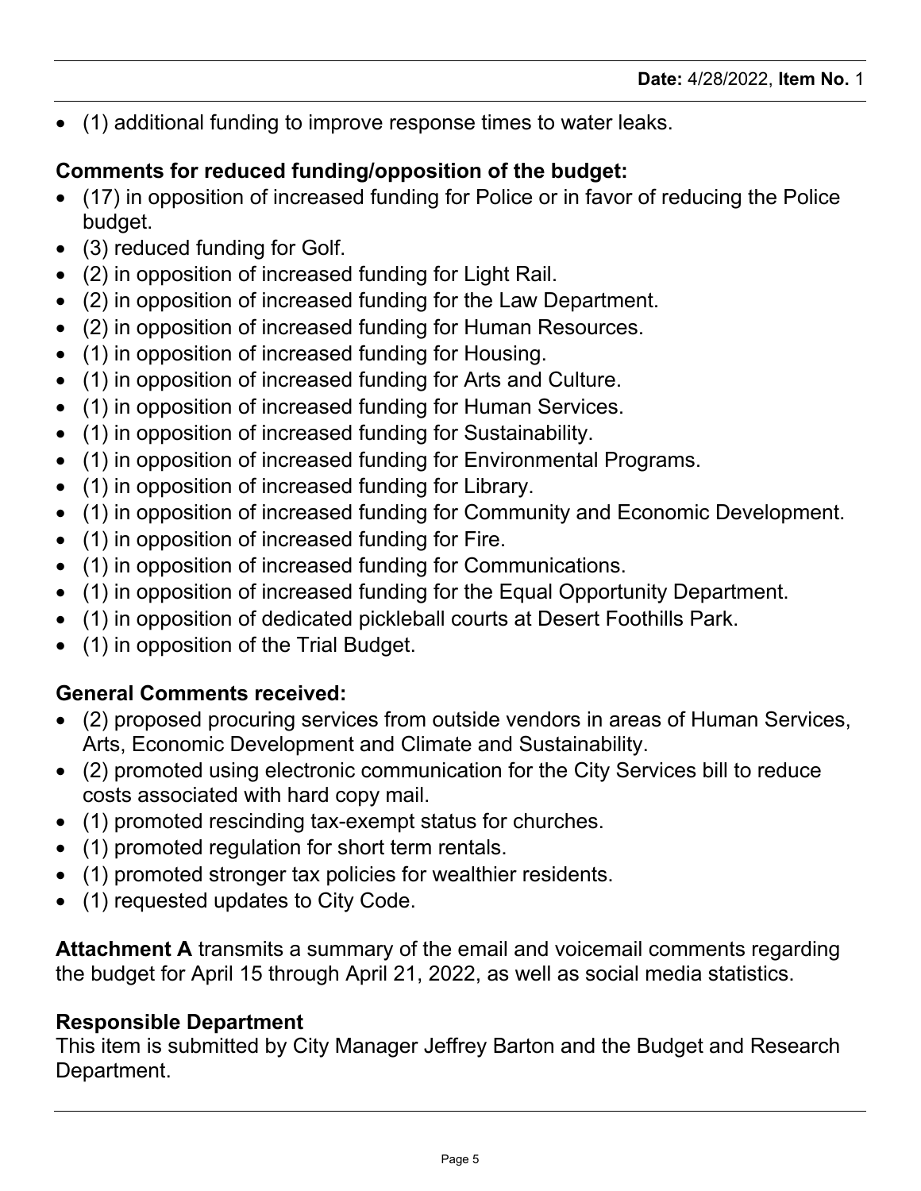- (1) additional funding to improve response times to water leaks.

**Comments for reduced funding/opposition of the budget:**

- (17) in opposition of increased funding for Police or in favor of reducing the Police budget.
- (3) reduced funding for Golf.
- (2) in opposition of increased funding for Light Rail.
- (2) in opposition of increased funding for the Law Department.
- (2) in opposition of increased funding for Human Resources.
- (1) in opposition of increased funding for Housing.
- (1) in opposition of increased funding for Arts and Culture.
- (1) in opposition of increased funding for Human Services.
- (1) in opposition of increased funding for Sustainability.
- (1) in opposition of increased funding for Environmental Programs.
- (1) in opposition of increased funding for Library.
- (1) in opposition of increased funding for Community and Economic Development.
- (1) in opposition of increased funding for Fire.
- (1) in opposition of increased funding for Communications.
- (1) in opposition of increased funding for the Equal Opportunity Department.
- (1) in opposition of dedicated pickleball courts at Desert Foothills Park.
- (1) in opposition of the Trial Budget.

**General Comments received:**

- (2) proposed procuring services from outside vendors in areas of Human Services, Arts, Economic Development and Climate and Sustainability.
- (2) promoted using electronic communication for the City Services bill to reduce costs associated with hard copy mail.
- (1) promoted rescinding tax-exempt status for churches.
- (1) promoted regulation for short term rentals.
- (1) promoted stronger tax policies for wealthier residents.
- (1) requested updates to City Code.

**Attachment A** transmits a summary of the email and voicemail comments regarding the budget for April 15 through April 21, 2022, as well as social media statistics.

**Responsible Department**

This item is submitted by City Manager Jeffrey Barton and the Budget and Research Department.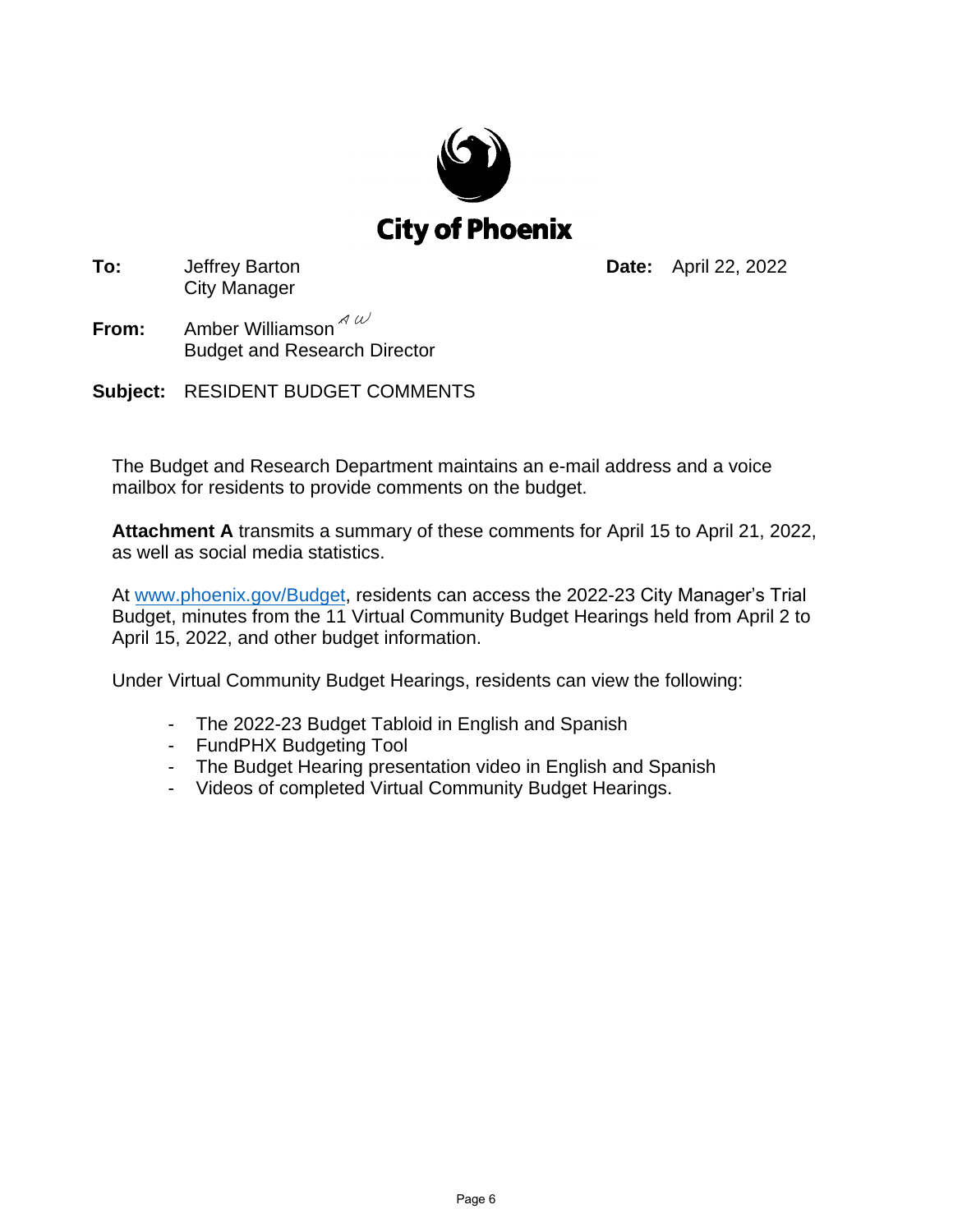# City of Phoenix

**To:** Jeffrey Barton
City Manager

**Date:** April 22, 2022

**From:** Amber Williamson
Budget and Research Director

**Subject:** RESIDENT BUDGET COMMENTS

The Budget and Research Department maintains an e-mail address and a voice mailbox for residents to provide comments on the budget.

**Attachment A** transmits a summary of these comments for April 15 to April 21, 2022, as well as social media statistics.

At www.phoenix.gov/Budget, residents can access the 2022-23 City Manager's Trial Budget, minutes from the 11 Virtual Community Budget Hearings held from April 2 to April 15, 2022, and other budget information.

Under Virtual Community Budget Hearings, residents can view the following:

- The 2022-23 Budget Tabloid in English and Spanish
- FundPHX Budgeting Tool
- The Budget Hearing presentation video in English and Spanish
- Videos of completed Virtual Community Budget Hearings.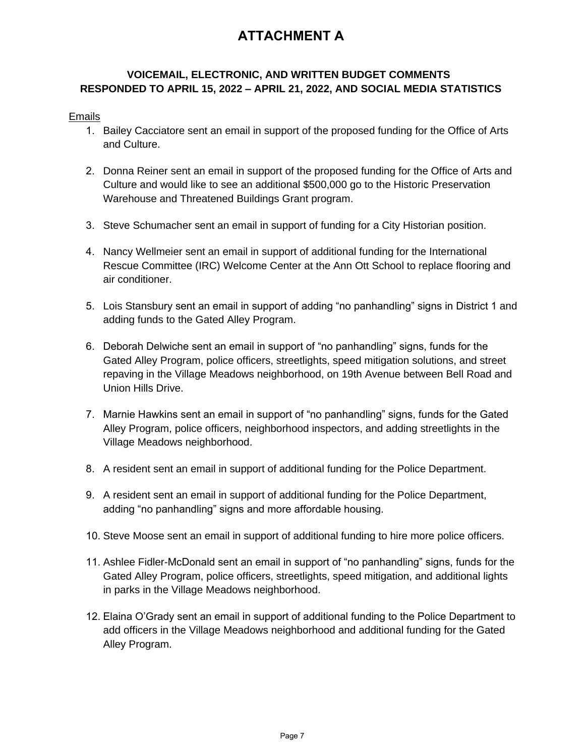# ATTACHMENT A

## VOICEMAIL, ELECTRONIC, AND WRITTEN BUDGET COMMENTS RESPONDED TO APRIL 15, 2022 – APRIL 21, 2022, AND SOCIAL MEDIA STATISTICS

Emails

1. Bailey Cacciatore sent an email in support of the proposed funding for the Office of Arts and Culture.

2. Donna Reiner sent an email in support of the proposed funding for the Office of Arts and Culture and would like to see an additional $500,000 go to the Historic Preservation Warehouse and Threatened Buildings Grant program.

3. Steve Schumacher sent an email in support of funding for a City Historian position.

4. Nancy Wellmeier sent an email in support of additional funding for the International Rescue Committee (IRC) Welcome Center at the Ann Ott School to replace flooring and air conditioner.

5. Lois Stansbury sent an email in support of adding "no panhandling" signs in District 1 and adding funds to the Gated Alley Program.

6. Deborah Delwiche sent an email in support of "no panhandling" signs, funds for the Gated Alley Program, police officers, streetlights, speed mitigation solutions, and street repaving in the Village Meadows neighborhood, on 19th Avenue between Bell Road and Union Hills Drive.

7. Marnie Hawkins sent an email in support of "no panhandling" signs, funds for the Gated Alley Program, police officers, neighborhood inspectors, and adding streetlights in the Village Meadows neighborhood.

8. A resident sent an email in support of additional funding for the Police Department.

9. A resident sent an email in support of additional funding for the Police Department, adding "no panhandling" signs and more affordable housing.

10. Steve Moose sent an email in support of additional funding to hire more police officers.

11. Ashlee Fidler-McDonald sent an email in support of "no panhandling" signs, funds for the Gated Alley Program, police officers, streetlights, speed mitigation, and additional lights in parks in the Village Meadows neighborhood.

12. Elaina O'Grady sent an email in support of additional funding to the Police Department to add officers in the Village Meadows neighborhood and additional funding for the Gated Alley Program.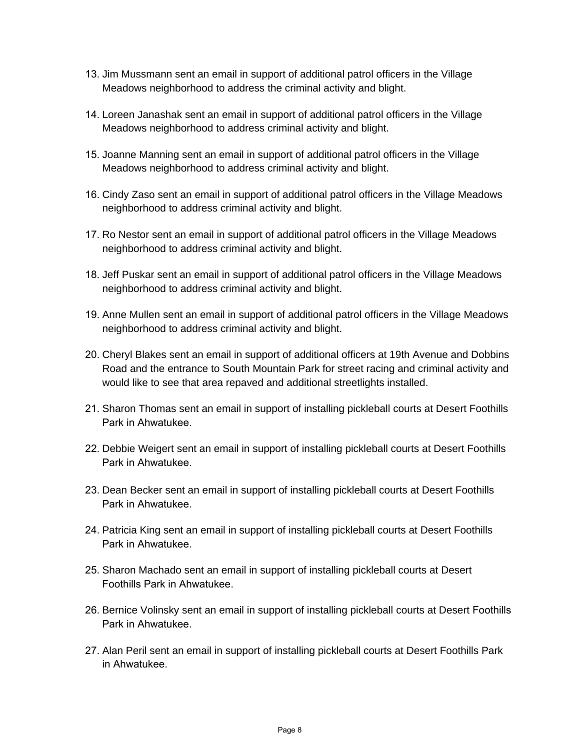13. Jim Mussmann sent an email in support of additional patrol officers in the Village Meadows neighborhood to address the criminal activity and blight.

14. Loreen Janashak sent an email in support of additional patrol officers in the Village Meadows neighborhood to address criminal activity and blight.

15. Joanne Manning sent an email in support of additional patrol officers in the Village Meadows neighborhood to address criminal activity and blight.

16. Cindy Zaso sent an email in support of additional patrol officers in the Village Meadows neighborhood to address criminal activity and blight.

17. Ro Nestor sent an email in support of additional patrol officers in the Village Meadows neighborhood to address criminal activity and blight.

18. Jeff Puskar sent an email in support of additional patrol officers in the Village Meadows neighborhood to address criminal activity and blight.

19. Anne Mullen sent an email in support of additional patrol officers in the Village Meadows neighborhood to address criminal activity and blight.

20. Cheryl Blakes sent an email in support of additional officers at 19th Avenue and Dobbins Road and the entrance to South Mountain Park for street racing and criminal activity and would like to see that area repaved and additional streetlights installed.

21. Sharon Thomas sent an email in support of installing pickleball courts at Desert Foothills Park in Ahwatukee.

22. Debbie Weigert sent an email in support of installing pickleball courts at Desert Foothills Park in Ahwatukee.

23. Dean Becker sent an email in support of installing pickleball courts at Desert Foothills Park in Ahwatukee.

24. Patricia King sent an email in support of installing pickleball courts at Desert Foothills Park in Ahwatukee.

25. Sharon Machado sent an email in support of installing pickleball courts at Desert Foothills Park in Ahwatukee.

26. Bernice Volinsky sent an email in support of installing pickleball courts at Desert Foothills Park in Ahwatukee.

27. Alan Peril sent an email in support of installing pickleball courts at Desert Foothills Park in Ahwatukee.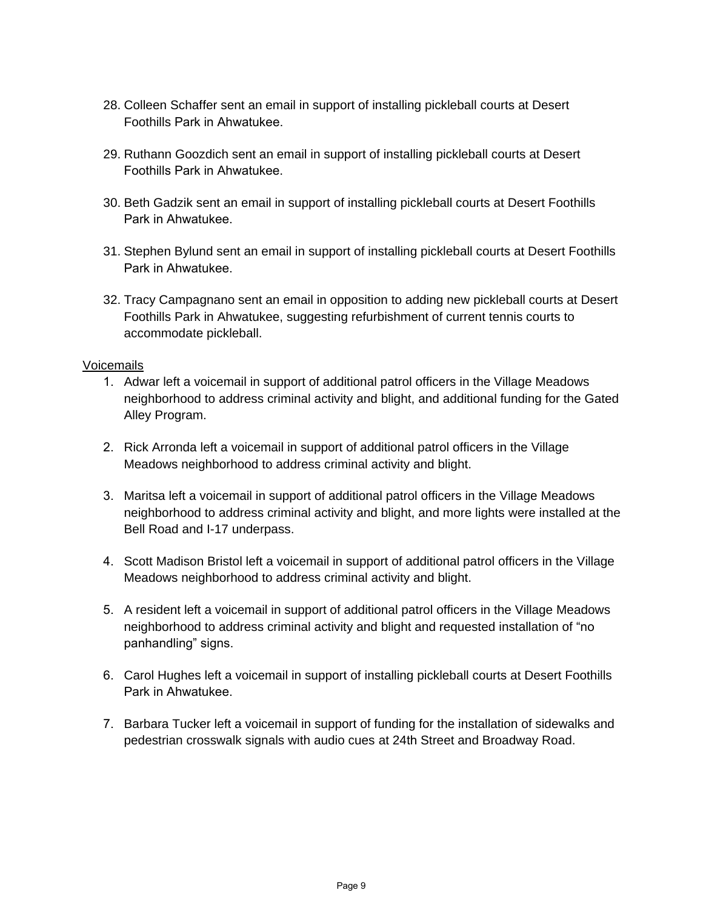28. Colleen Schaffer sent an email in support of installing pickleball courts at Desert Foothills Park in Ahwatukee.

29. Ruthann Goozdich sent an email in support of installing pickleball courts at Desert Foothills Park in Ahwatukee.

30. Beth Gadzik sent an email in support of installing pickleball courts at Desert Foothills Park in Ahwatukee.

31. Stephen Bylund sent an email in support of installing pickleball courts at Desert Foothills Park in Ahwatukee.

32. Tracy Campagnano sent an email in opposition to adding new pickleball courts at Desert Foothills Park in Ahwatukee, suggesting refurbishment of current tennis courts to accommodate pickleball.

<u>Voicemails</u>

1. Adwar left a voicemail in support of additional patrol officers in the Village Meadows neighborhood to address criminal activity and blight, and additional funding for the Gated Alley Program.

2. Rick Arronda left a voicemail in support of additional patrol officers in the Village Meadows neighborhood to address criminal activity and blight.

3. Maritsa left a voicemail in support of additional patrol officers in the Village Meadows neighborhood to address criminal activity and blight, and more lights were installed at the Bell Road and I-17 underpass.

4. Scott Madison Bristol left a voicemail in support of additional patrol officers in the Village Meadows neighborhood to address criminal activity and blight.

5. A resident left a voicemail in support of additional patrol officers in the Village Meadows neighborhood to address criminal activity and blight and requested installation of "no panhandling" signs.

6. Carol Hughes left a voicemail in support of installing pickleball courts at Desert Foothills Park in Ahwatukee.

7. Barbara Tucker left a voicemail in support of funding for the installation of sidewalks and pedestrian crosswalk signals with audio cues at 24th Street and Broadway Road.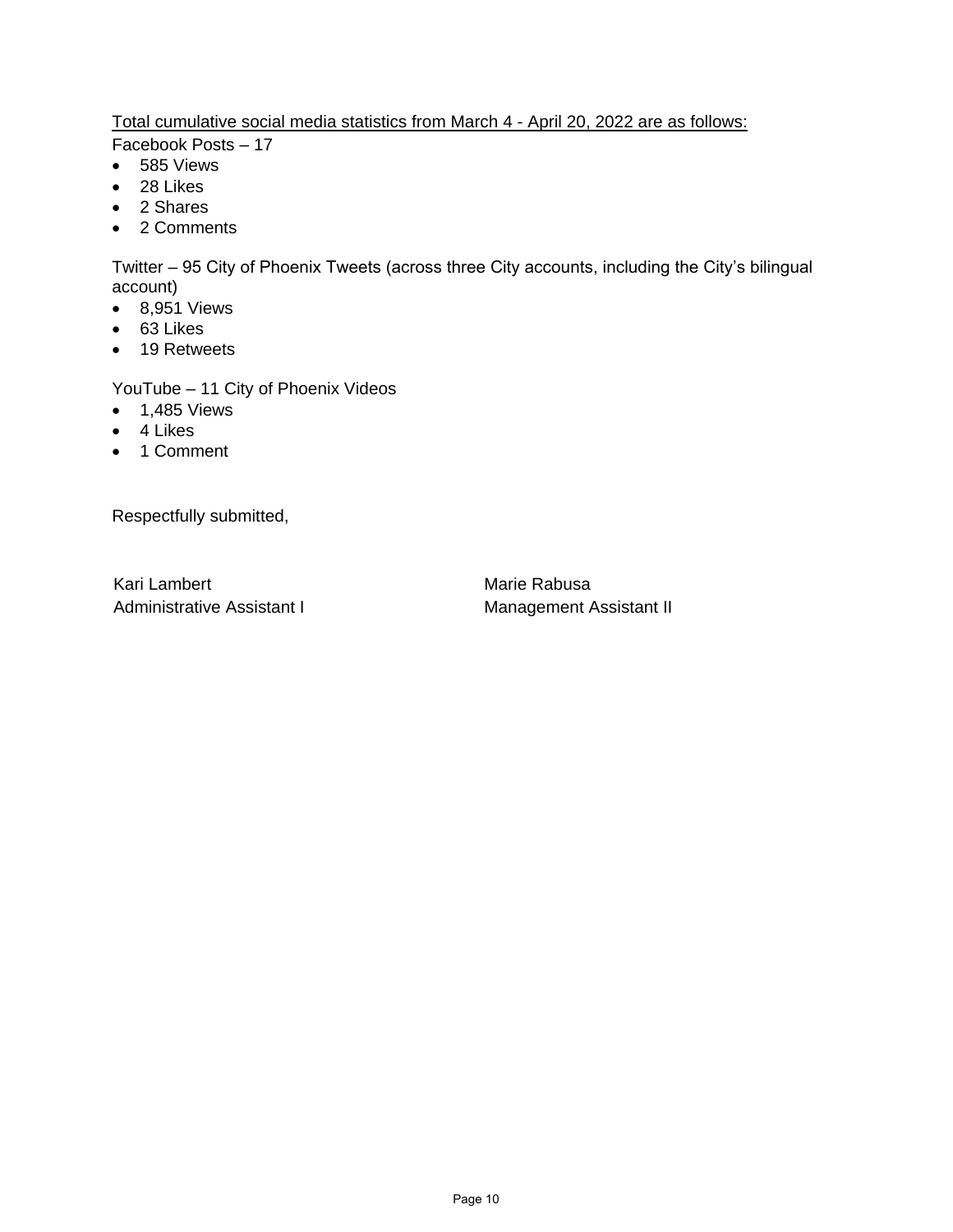<u>Total cumulative social media statistics from March 4 - April 20, 2022 are as follows:</u>

Facebook Posts – 17

- 585 Views
- 28 Likes
- 2 Shares
- 2 Comments

Twitter – 95 City of Phoenix Tweets (across three City accounts, including the City's bilingual account)

- 8,951 Views
- 63 Likes
- 19 Retweets

YouTube – 11 City of Phoenix Videos

- 1,485 Views
- 4 Likes
- 1 Comment

Respectfully submitted,

Kari Lambert
Administrative Assistant I

Marie Rabusa
Management Assistant II